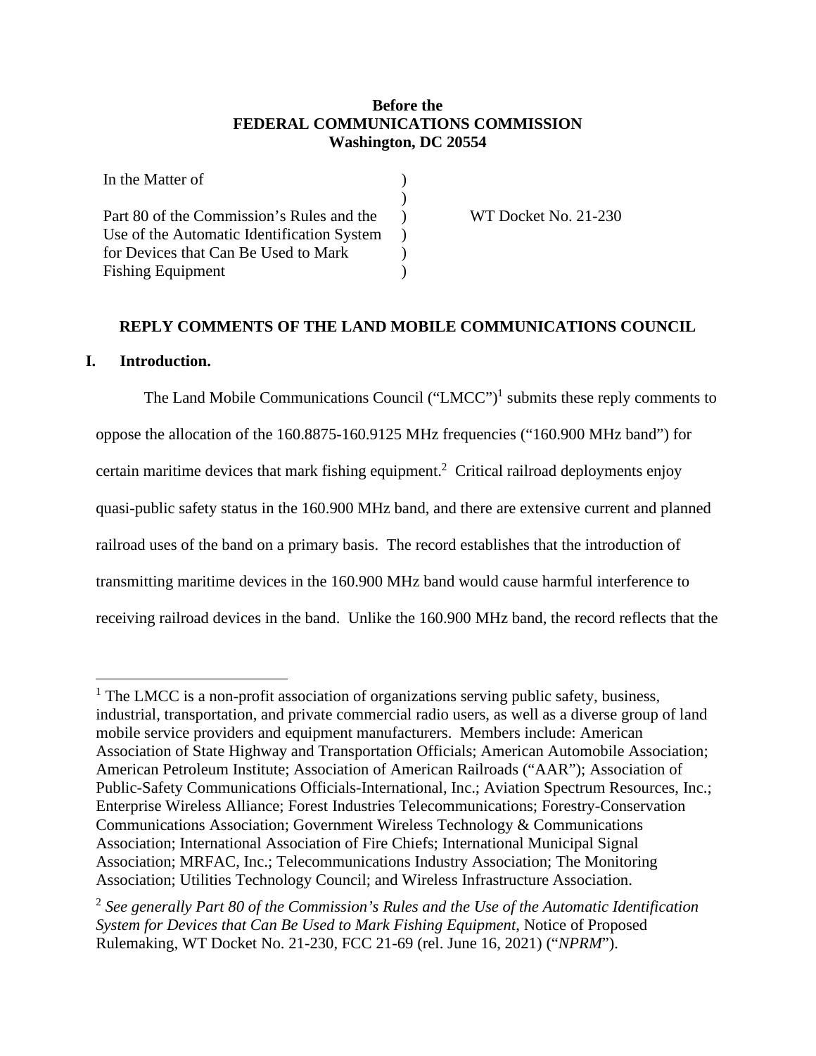**Before the**
**FEDERAL COMMUNICATIONS COMMISSION**
**Washington, DC 20554**

| | | |
|---|---|---|
| In the Matter of | ) | |
| | ) | |
| Part 80 of the Commission's Rules and the Use of the Automatic Identification System for Devices that Can Be Used to Mark Fishing Equipment | ) ) ) ) | WT Docket No. 21-230 |

**REPLY COMMENTS OF THE LAND MOBILE COMMUNICATIONS COUNCIL**

## I. Introduction.

The Land Mobile Communications Council ("LMCC")[1] submits these reply comments to oppose the allocation of the 160.8875-160.9125 MHz frequencies ("160.900 MHz band") for certain maritime devices that mark fishing equipment.[2] Critical railroad deployments enjoy quasi-public safety status in the 160.900 MHz band, and there are extensive current and planned railroad uses of the band on a primary basis. The record establishes that the introduction of transmitting maritime devices in the 160.900 MHz band would cause harmful interference to receiving railroad devices in the band. Unlike the 160.900 MHz band, the record reflects that the

---

[1] The LMCC is a non-profit association of organizations serving public safety, business, industrial, transportation, and private commercial radio users, as well as a diverse group of land mobile service providers and equipment manufacturers. Members include: American Association of State Highway and Transportation Officials; American Automobile Association; American Petroleum Institute; Association of American Railroads ("AAR"); Association of Public-Safety Communications Officials-International, Inc.; Aviation Spectrum Resources, Inc.; Enterprise Wireless Alliance; Forest Industries Telecommunications; Forestry-Conservation Communications Association; Government Wireless Technology & Communications Association; International Association of Fire Chiefs; International Municipal Signal Association; MRFAC, Inc.; Telecommunications Industry Association; The Monitoring Association; Utilities Technology Council; and Wireless Infrastructure Association.

[2] *See generally Part 80 of the Commission's Rules and the Use of the Automatic Identification System for Devices that Can Be Used to Mark Fishing Equipment*, Notice of Proposed Rulemaking, WT Docket No. 21-230, FCC 21-69 (rel. June 16, 2021) ("*NPRM*").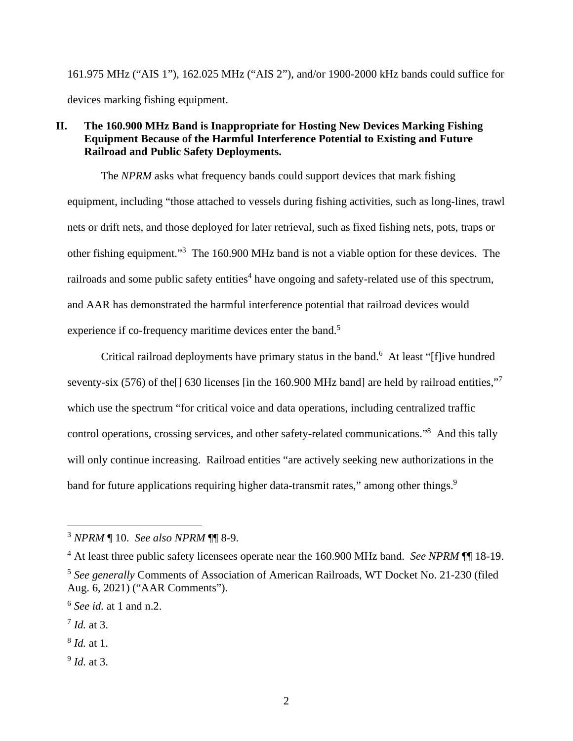161.975 MHz ("AIS 1"), 162.025 MHz ("AIS 2"), and/or 1900-2000 kHz bands could suffice for devices marking fishing equipment.

## II. The 160.900 MHz Band is Inappropriate for Hosting New Devices Marking Fishing Equipment Because of the Harmful Interference Potential to Existing and Future Railroad and Public Safety Deployments.

The *NPRM* asks what frequency bands could support devices that mark fishing equipment, including "those attached to vessels during fishing activities, such as long-lines, trawl nets or drift nets, and those deployed for later retrieval, such as fixed fishing nets, pots, traps or other fishing equipment."[3] The 160.900 MHz band is not a viable option for these devices. The railroads and some public safety entities[4] have ongoing and safety-related use of this spectrum, and AAR has demonstrated the harmful interference potential that railroad devices would experience if co-frequency maritime devices enter the band.[5]

Critical railroad deployments have primary status in the band.[6] At least "[f]ive hundred seventy-six (576) of the[] 630 licenses [in the 160.900 MHz band] are held by railroad entities,"[7] which use the spectrum "for critical voice and data operations, including centralized traffic control operations, crossing services, and other safety-related communications."[8] And this tally will only continue increasing. Railroad entities "are actively seeking new authorizations in the band for future applications requiring higher data-transmit rates," among other things.[9]

---

[3] *NPRM* ¶ 10. *See also NPRM* ¶¶ 8-9.

[4] At least three public safety licensees operate near the 160.900 MHz band. *See NPRM* ¶¶ 18-19.

[5] *See generally* Comments of Association of American Railroads, WT Docket No. 21-230 (filed Aug. 6, 2021) ("AAR Comments").

[6] *See id.* at 1 and n.2.

[7] *Id.* at 3.

[8] *Id.* at 1.

[9] *Id.* at 3.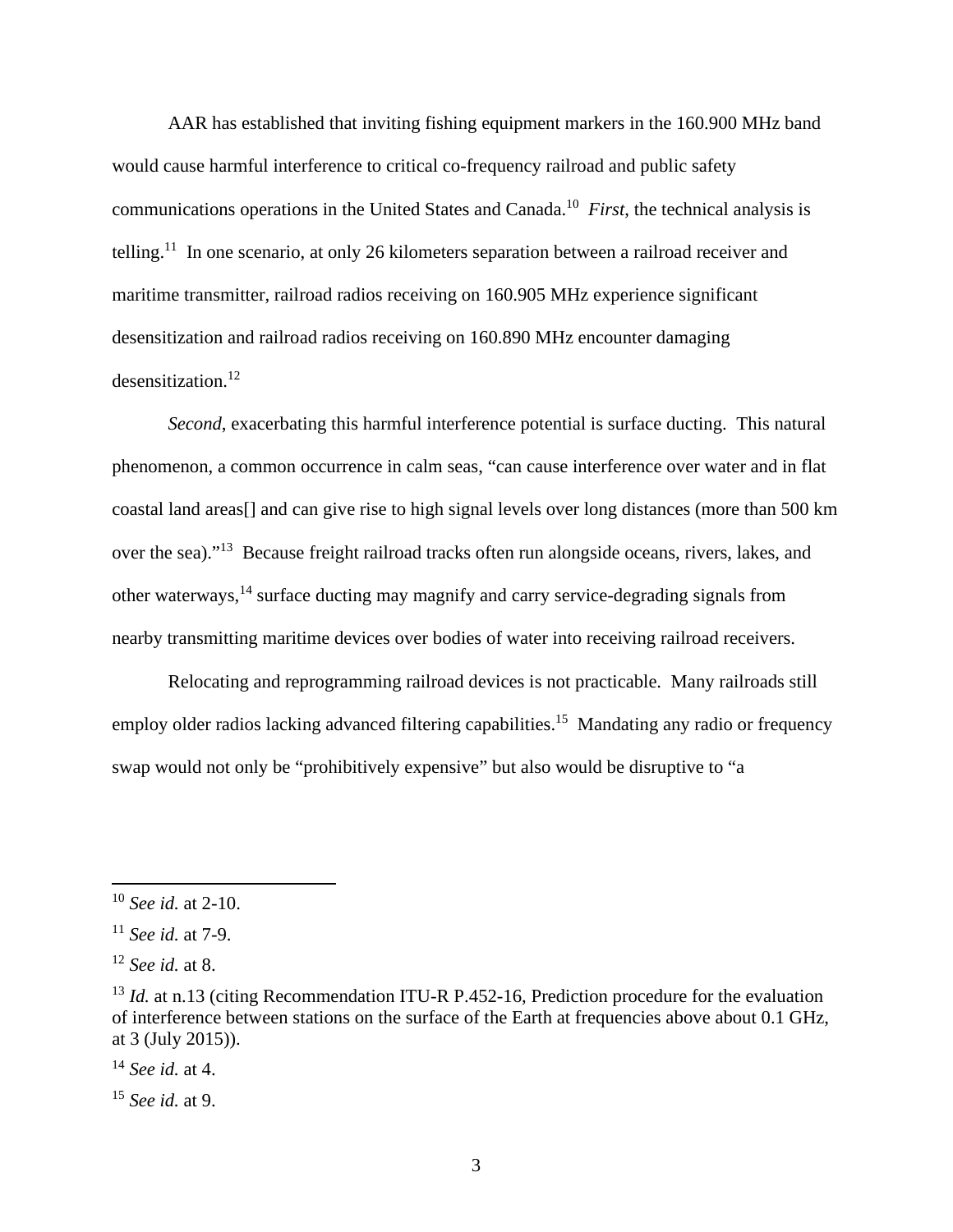AAR has established that inviting fishing equipment markers in the 160.900 MHz band would cause harmful interference to critical co-frequency railroad and public safety communications operations in the United States and Canada.[10] *First*, the technical analysis is telling.[11] In one scenario, at only 26 kilometers separation between a railroad receiver and maritime transmitter, railroad radios receiving on 160.905 MHz experience significant desensitization and railroad radios receiving on 160.890 MHz encounter damaging desensitization.[12]

*Second*, exacerbating this harmful interference potential is surface ducting. This natural phenomenon, a common occurrence in calm seas, "can cause interference over water and in flat coastal land areas[] and can give rise to high signal levels over long distances (more than 500 km over the sea)."[13] Because freight railroad tracks often run alongside oceans, rivers, lakes, and other waterways,[14] surface ducting may magnify and carry service-degrading signals from nearby transmitting maritime devices over bodies of water into receiving railroad receivers.

Relocating and reprogramming railroad devices is not practicable. Many railroads still employ older radios lacking advanced filtering capabilities.[15] Mandating any radio or frequency swap would not only be "prohibitively expensive" but also would be disruptive to "a

---

[10] *See id.* at 2-10.

[11] *See id.* at 7-9.

[12] *See id.* at 8.

[13] *Id.* at n.13 (citing Recommendation ITU-R P.452-16, Prediction procedure for the evaluation of interference between stations on the surface of the Earth at frequencies above about 0.1 GHz, at 3 (July 2015)).

[14] *See id.* at 4.

[15] *See id.* at 9.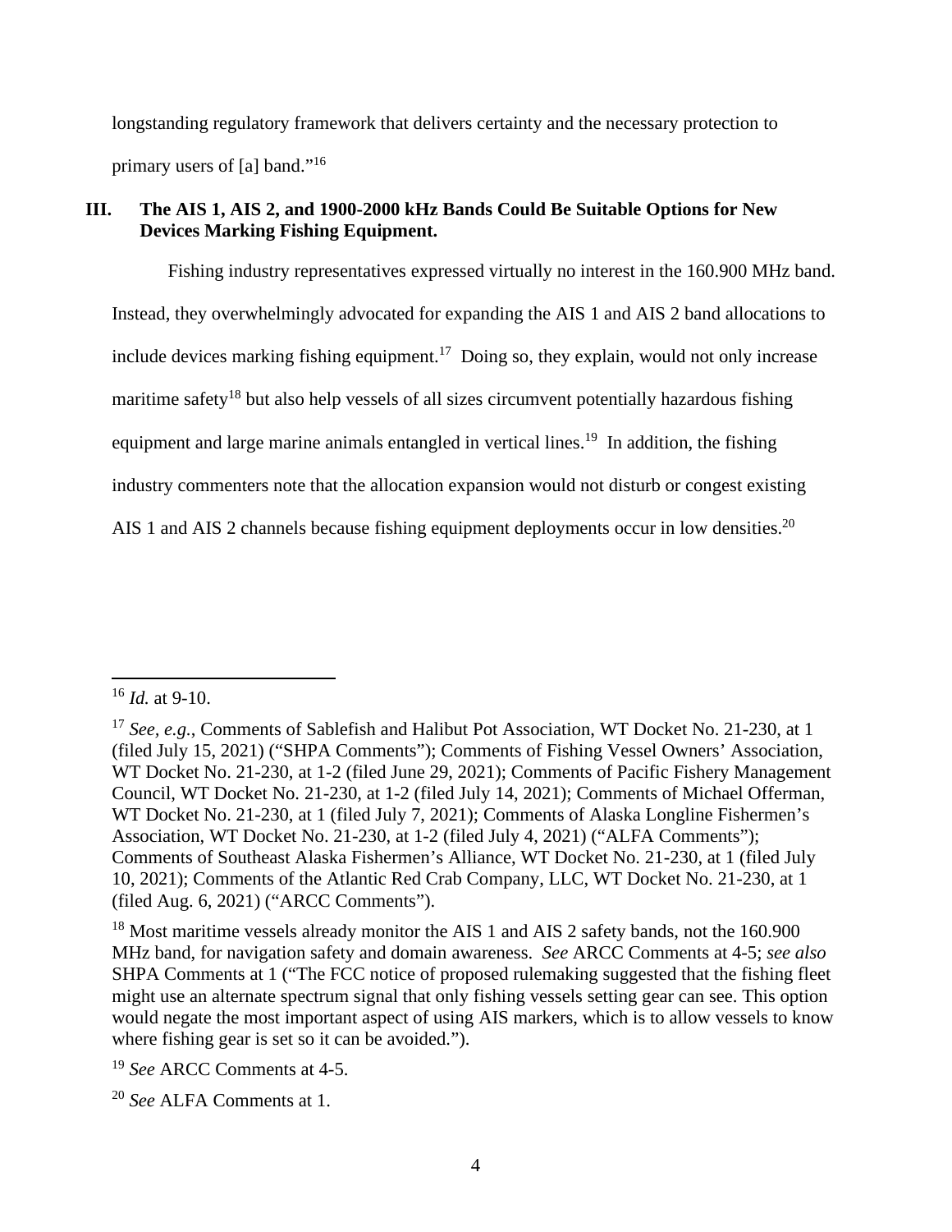longstanding regulatory framework that delivers certainty and the necessary protection to primary users of [a] band."[16]

## III. The AIS 1, AIS 2, and 1900-2000 kHz Bands Could Be Suitable Options for New Devices Marking Fishing Equipment.

Fishing industry representatives expressed virtually no interest in the 160.900 MHz band. Instead, they overwhelmingly advocated for expanding the AIS 1 and AIS 2 band allocations to include devices marking fishing equipment.[17] Doing so, they explain, would not only increase maritime safety[18] but also help vessels of all sizes circumvent potentially hazardous fishing equipment and large marine animals entangled in vertical lines.[19] In addition, the fishing industry commenters note that the allocation expansion would not disturb or congest existing AIS 1 and AIS 2 channels because fishing equipment deployments occur in low densities.[20]

---

[16] *Id.* at 9-10.

[17] *See, e.g.*, Comments of Sablefish and Halibut Pot Association, WT Docket No. 21-230, at 1 (filed July 15, 2021) ("SHPA Comments"); Comments of Fishing Vessel Owners' Association, WT Docket No. 21-230, at 1-2 (filed June 29, 2021); Comments of Pacific Fishery Management Council, WT Docket No. 21-230, at 1-2 (filed July 14, 2021); Comments of Michael Offerman, WT Docket No. 21-230, at 1 (filed July 7, 2021); Comments of Alaska Longline Fishermen's Association, WT Docket No. 21-230, at 1-2 (filed July 4, 2021) ("ALFA Comments"); Comments of Southeast Alaska Fishermen's Alliance, WT Docket No. 21-230, at 1 (filed July 10, 2021); Comments of the Atlantic Red Crab Company, LLC, WT Docket No. 21-230, at 1 (filed Aug. 6, 2021) ("ARCC Comments").

[18] Most maritime vessels already monitor the AIS 1 and AIS 2 safety bands, not the 160.900 MHz band, for navigation safety and domain awareness. *See* ARCC Comments at 4-5; *see also* SHPA Comments at 1 ("The FCC notice of proposed rulemaking suggested that the fishing fleet might use an alternate spectrum signal that only fishing vessels setting gear can see. This option would negate the most important aspect of using AIS markers, which is to allow vessels to know where fishing gear is set so it can be avoided.").

[19] *See* ARCC Comments at 4-5.

[20] *See* ALFA Comments at 1.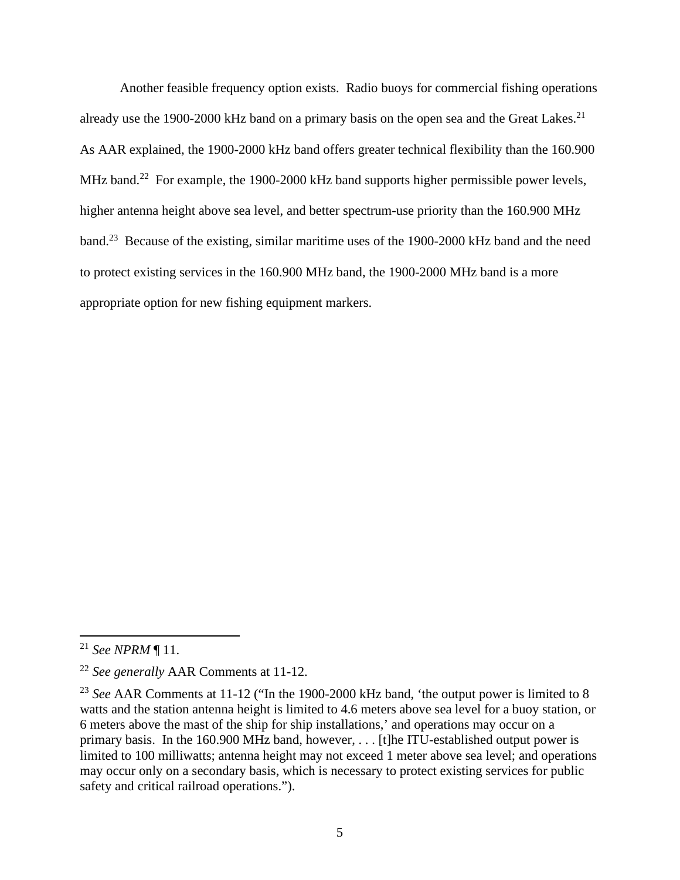Another feasible frequency option exists. Radio buoys for commercial fishing operations already use the 1900-2000 kHz band on a primary basis on the open sea and the Great Lakes.[21] As AAR explained, the 1900-2000 kHz band offers greater technical flexibility than the 160.900 MHz band.[22] For example, the 1900-2000 kHz band supports higher permissible power levels, higher antenna height above sea level, and better spectrum-use priority than the 160.900 MHz band.[23] Because of the existing, similar maritime uses of the 1900-2000 kHz band and the need to protect existing services in the 160.900 MHz band, the 1900-2000 MHz band is a more appropriate option for new fishing equipment markers.

---

[21] *See NPRM* ¶ 11.

[22] *See generally* AAR Comments at 11-12.

[23] *See* AAR Comments at 11-12 ("In the 1900-2000 kHz band, 'the output power is limited to 8 watts and the station antenna height is limited to 4.6 meters above sea level for a buoy station, or 6 meters above the mast of the ship for ship installations,' and operations may occur on a primary basis. In the 160.900 MHz band, however, . . . [t]he ITU-established output power is limited to 100 milliwatts; antenna height may not exceed 1 meter above sea level; and operations may occur only on a secondary basis, which is necessary to protect existing services for public safety and critical railroad operations.").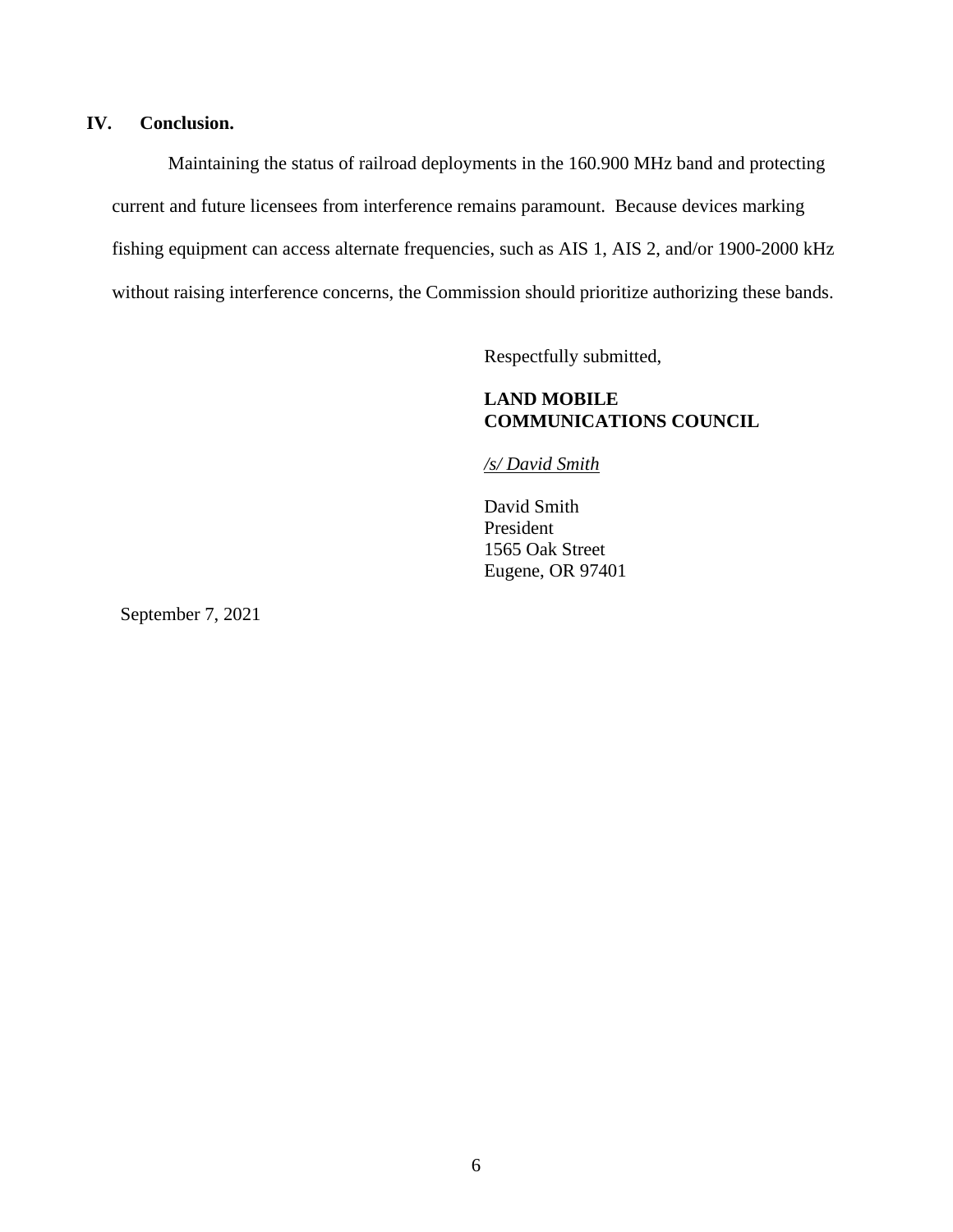## IV. Conclusion.

Maintaining the status of railroad deployments in the 160.900 MHz band and protecting current and future licensees from interference remains paramount. Because devices marking fishing equipment can access alternate frequencies, such as AIS 1, AIS 2, and/or 1900-2000 kHz without raising interference concerns, the Commission should prioritize authorizing these bands.

Respectfully submitted,

**LAND MOBILE COMMUNICATIONS COUNCIL**

*/s/ David Smith*

David Smith
President
1565 Oak Street
Eugene, OR 97401

September 7, 2021